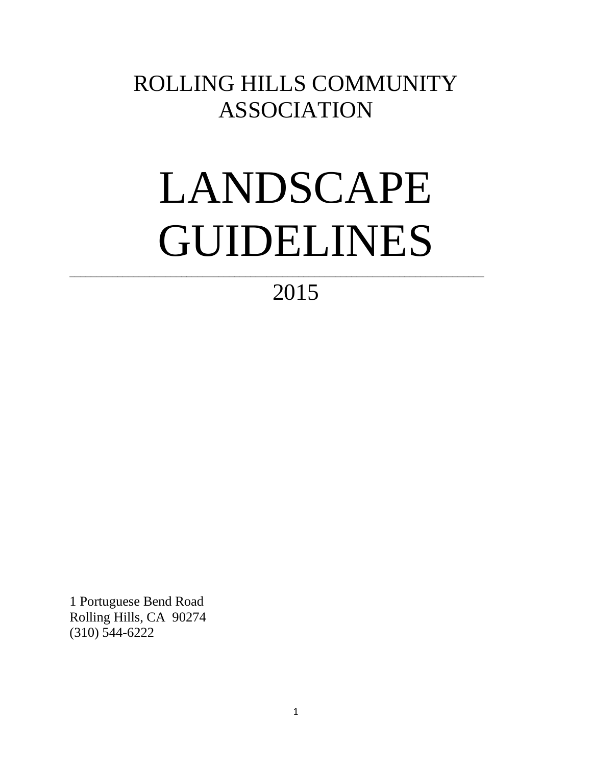# ROLLING HILLS COMMUNITY ASSOCIATION

# LANDSCAPE GUIDELINES

---

## 2015

1 Portuguese Bend Road
Rolling Hills, CA 90274
(310) 544-6222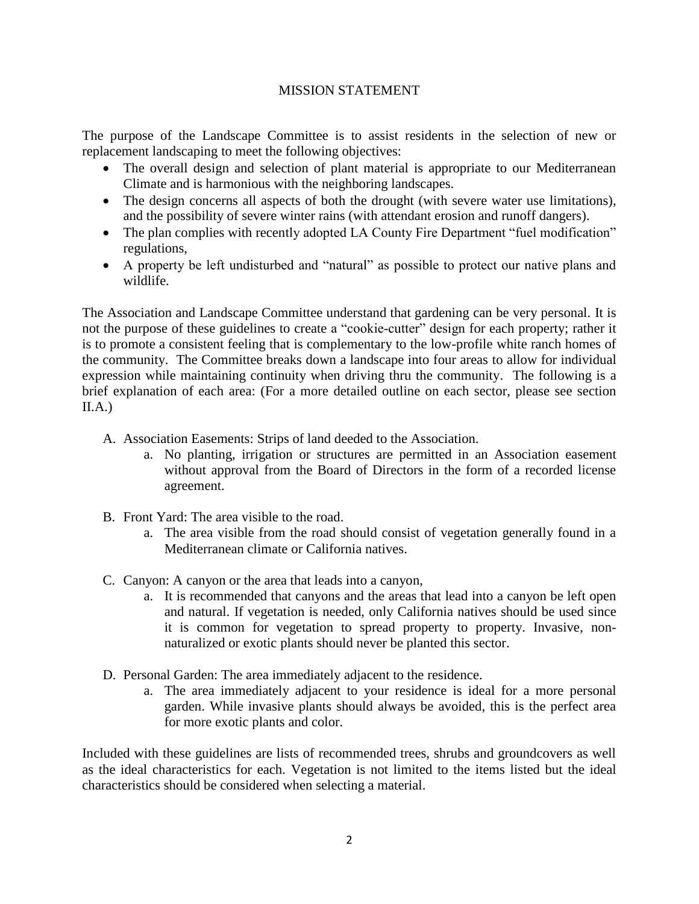# MISSION STATEMENT

The purpose of the Landscape Committee is to assist residents in the selection of new or replacement landscaping to meet the following objectives:

- The overall design and selection of plant material is appropriate to our Mediterranean Climate and is harmonious with the neighboring landscapes.
- The design concerns all aspects of both the drought (with severe water use limitations), and the possibility of severe winter rains (with attendant erosion and runoff dangers).
- The plan complies with recently adopted LA County Fire Department "fuel modification" regulations,
- A property be left undisturbed and "natural" as possible to protect our native plans and wildlife.

The Association and Landscape Committee understand that gardening can be very personal. It is not the purpose of these guidelines to create a "cookie-cutter" design for each property; rather it is to promote a consistent feeling that is complementary to the low-profile white ranch homes of the community. The Committee breaks down a landscape into four areas to allow for individual expression while maintaining continuity when driving thru the community. The following is a brief explanation of each area: (For a more detailed outline on each sector, please see section II.A.)

A. Association Easements: Strips of land deeded to the Association.
   a. No planting, irrigation or structures are permitted in an Association easement without approval from the Board of Directors in the form of a recorded license agreement.

B. Front Yard: The area visible to the road.
   a. The area visible from the road should consist of vegetation generally found in a Mediterranean climate or California natives.

C. Canyon: A canyon or the area that leads into a canyon,
   a. It is recommended that canyons and the areas that lead into a canyon be left open and natural. If vegetation is needed, only California natives should be used since it is common for vegetation to spread property to property. Invasive, non-naturalized or exotic plants should never be planted this sector.

D. Personal Garden: The area immediately adjacent to the residence.
   a. The area immediately adjacent to your residence is ideal for a more personal garden. While invasive plants should always be avoided, this is the perfect area for more exotic plants and color.

Included with these guidelines are lists of recommended trees, shrubs and groundcovers as well as the ideal characteristics for each. Vegetation is not limited to the items listed but the ideal characteristics should be considered when selecting a material.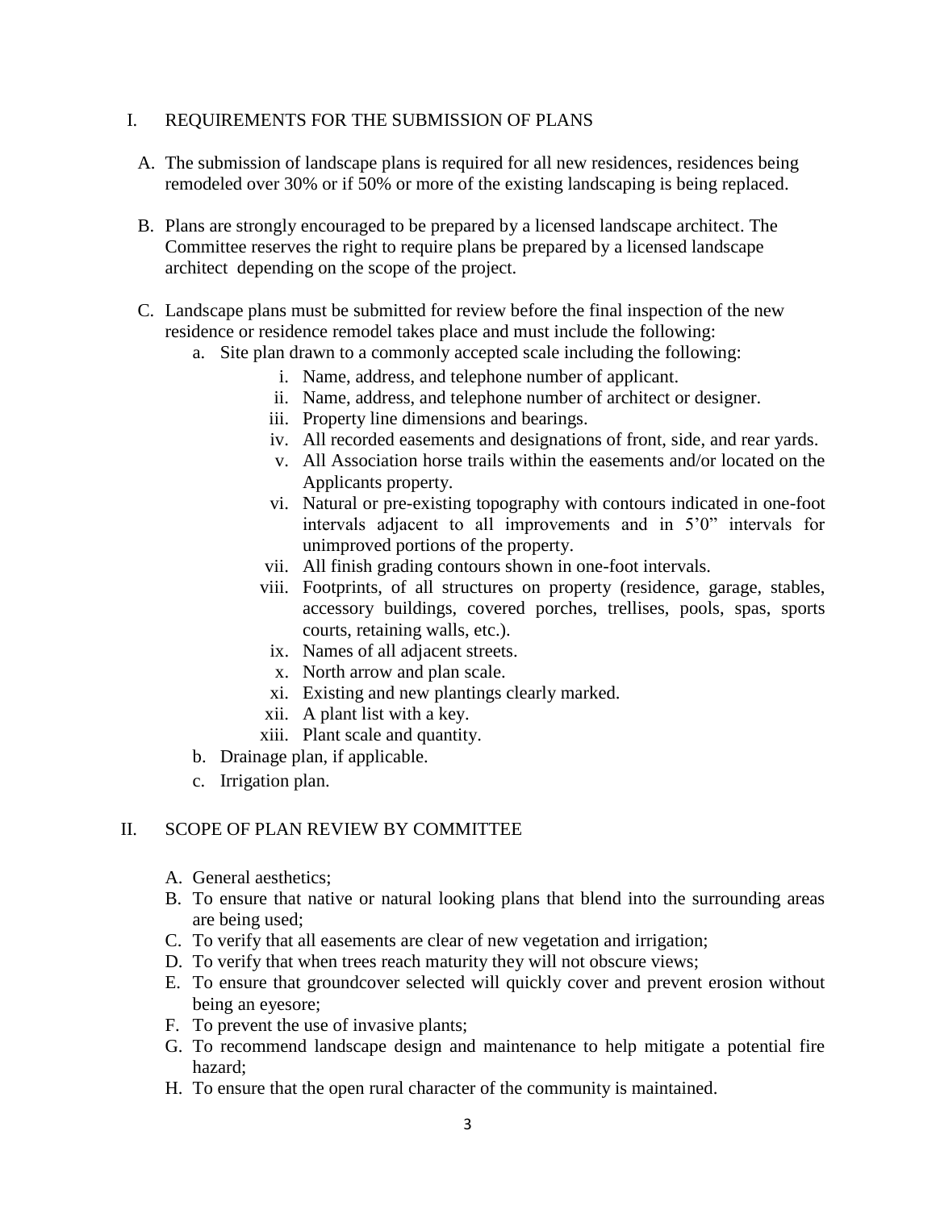## I. REQUIREMENTS FOR THE SUBMISSION OF PLANS

A. The submission of landscape plans is required for all new residences, residences being remodeled over 30% or if 50% or more of the existing landscaping is being replaced.

B. Plans are strongly encouraged to be prepared by a licensed landscape architect. The Committee reserves the right to require plans be prepared by a licensed landscape architect depending on the scope of the project.

C. Landscape plans must be submitted for review before the final inspection of the new residence or residence remodel takes place and must include the following:

   a. Site plan drawn to a commonly accepted scale including the following:

      i. Name, address, and telephone number of applicant.
      ii. Name, address, and telephone number of architect or designer.
      iii. Property line dimensions and bearings.
      iv. All recorded easements and designations of front, side, and rear yards.
      v. All Association horse trails within the easements and/or located on the Applicants property.
      vi. Natural or pre-existing topography with contours indicated in one-foot intervals adjacent to all improvements and in 5'0" intervals for unimproved portions of the property.
      vii. All finish grading contours shown in one-foot intervals.
      viii. Footprints, of all structures on property (residence, garage, stables, accessory buildings, covered porches, trellises, pools, spas, sports courts, retaining walls, etc.).
      ix. Names of all adjacent streets.
      x. North arrow and plan scale.
      xi. Existing and new plantings clearly marked.
      xii. A plant list with a key.
      xiii. Plant scale and quantity.

   b. Drainage plan, if applicable.

   c. Irrigation plan.

## II. SCOPE OF PLAN REVIEW BY COMMITTEE

A. General aesthetics;
B. To ensure that native or natural looking plans that blend into the surrounding areas are being used;
C. To verify that all easements are clear of new vegetation and irrigation;
D. To verify that when trees reach maturity they will not obscure views;
E. To ensure that groundcover selected will quickly cover and prevent erosion without being an eyesore;
F. To prevent the use of invasive plants;
G. To recommend landscape design and maintenance to help mitigate a potential fire hazard;
H. To ensure that the open rural character of the community is maintained.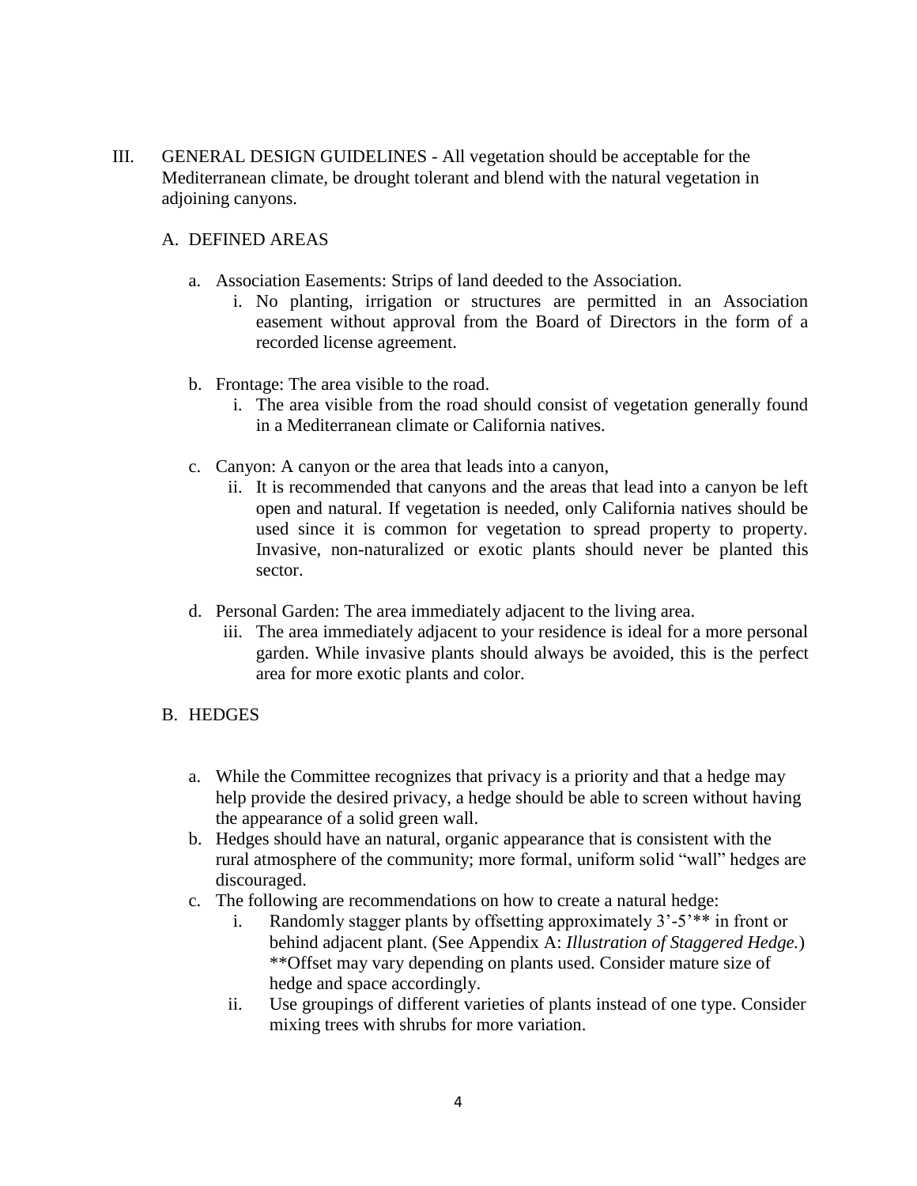## III. GENERAL DESIGN GUIDELINES - All vegetation should be acceptable for the Mediterranean climate, be drought tolerant and blend with the natural vegetation in adjoining canyons.

### A. DEFINED AREAS

a. Association Easements: Strips of land deeded to the Association.
   i. No planting, irrigation or structures are permitted in an Association easement without approval from the Board of Directors in the form of a recorded license agreement.

b. Frontage: The area visible to the road.
   i. The area visible from the road should consist of vegetation generally found in a Mediterranean climate or California natives.

c. Canyon: A canyon or the area that leads into a canyon,
   ii. It is recommended that canyons and the areas that lead into a canyon be left open and natural. If vegetation is needed, only California natives should be used since it is common for vegetation to spread property to property. Invasive, non-naturalized or exotic plants should never be planted this sector.

d. Personal Garden: The area immediately adjacent to the living area.
   iii. The area immediately adjacent to your residence is ideal for a more personal garden. While invasive plants should always be avoided, this is the perfect area for more exotic plants and color.

### B. HEDGES

a. While the Committee recognizes that privacy is a priority and that a hedge may help provide the desired privacy, a hedge should be able to screen without having the appearance of a solid green wall.

b. Hedges should have an natural, organic appearance that is consistent with the rural atmosphere of the community; more formal, uniform solid "wall" hedges are discouraged.

c. The following are recommendations on how to create a natural hedge:
   i. Randomly stagger plants by offsetting approximately 3'-5'** in front or behind adjacent plant. (See Appendix A: *Illustration of Staggered Hedge.*) **Offset may vary depending on plants used. Consider mature size of hedge and space accordingly.
   ii. Use groupings of different varieties of plants instead of one type. Consider mixing trees with shrubs for more variation.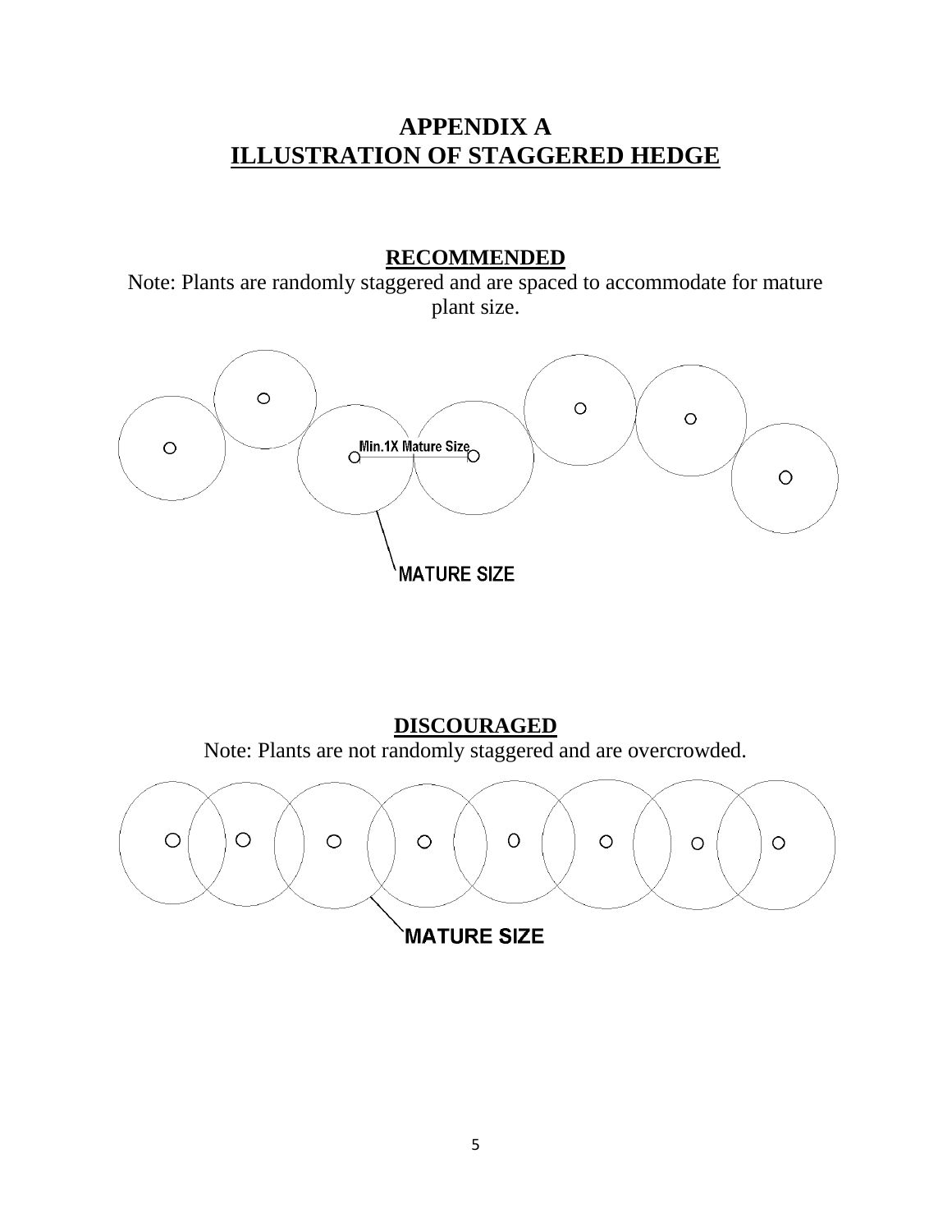# APPENDIX A
## ILLUSTRATION OF STAGGERED HEDGE

### RECOMMENDED

Note: Plants are randomly staggered and are spaced to accommodate for mature plant size.

Min.1X Mature Size

MATURE SIZE

### DISCOURAGED

Note: Plants are not randomly staggered and are overcrowded.

MATURE SIZE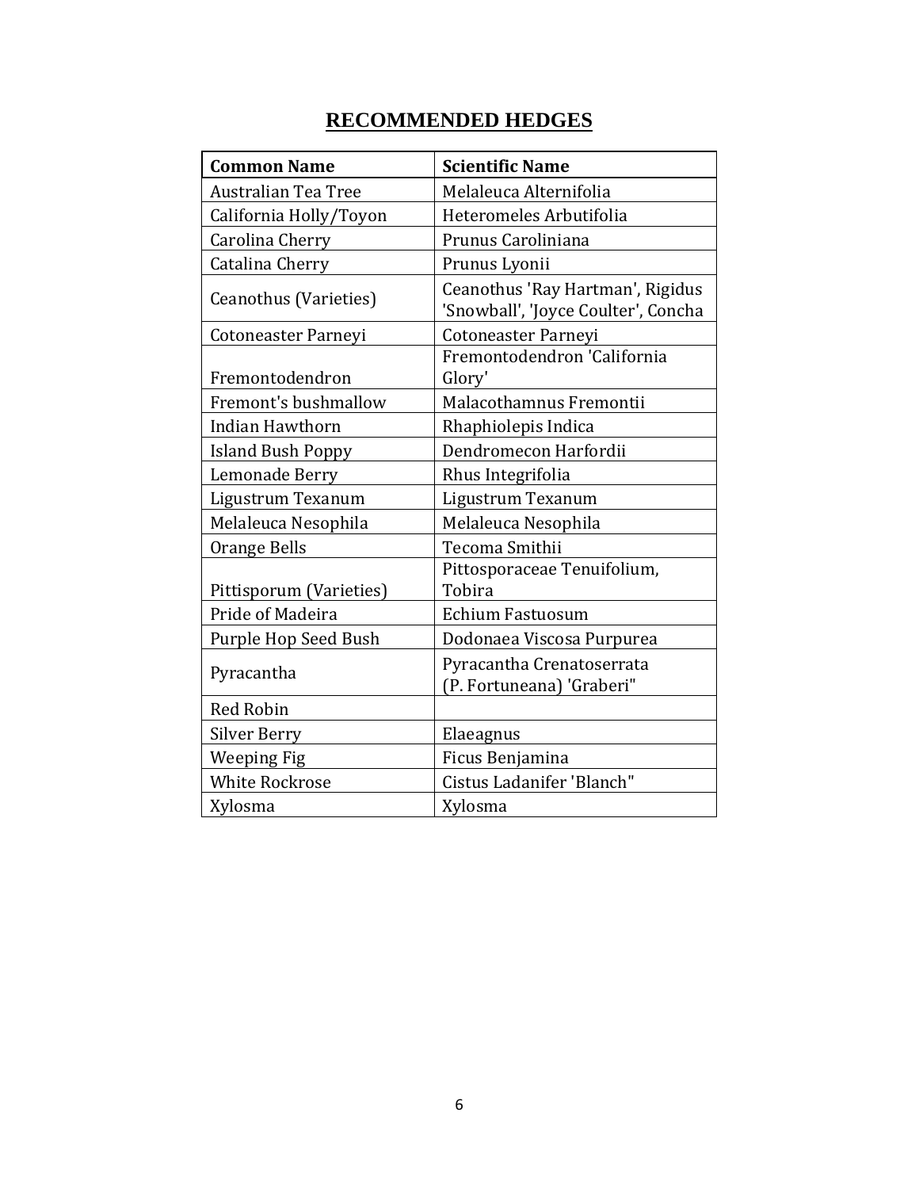# RECOMMENDED HEDGES

| Common Name | Scientific Name |
|---|---|
| Australian Tea Tree | Melaleuca Alternifolia |
| California Holly/Toyon | Heteromeles Arbutifolia |
| Carolina Cherry | Prunus Caroliniana |
| Catalina Cherry | Prunus Lyonii |
| Ceanothus (Varieties) | Ceanothus 'Ray Hartman', Rigidus 'Snowball', 'Joyce Coulter', Concha |
| Cotoneaster Parneyi | Cotoneaster Parneyi |
| Fremontodendron | Fremontodendron 'California Glory' |
| Fremont's bushmallow | Malacothamnus Fremontii |
| Indian Hawthorn | Rhaphiolepis Indica |
| Island Bush Poppy | Dendromecon Harfordii |
| Lemonade Berry | Rhus Integrifolia |
| Ligustrum Texanum | Ligustrum Texanum |
| Melaleuca Nesophila | Melaleuca Nesophila |
| Orange Bells | Tecoma Smithii |
| Pittisporum (Varieties) | Pittosporaceae Tenuifolium, Tobira |
| Pride of Madeira | Echium Fastuosum |
| Purple Hop Seed Bush | Dodonaea Viscosa Purpurea |
| Pyracantha | Pyracantha Crenatoserrata (P. Fortuneana) 'Graberi" |
| Red Robin | |
| Silver Berry | Elaeagnus |
| Weeping Fig | Ficus Benjamina |
| White Rockrose | Cistus Ladanifer 'Blanch" |
| Xylosma | Xylosma |